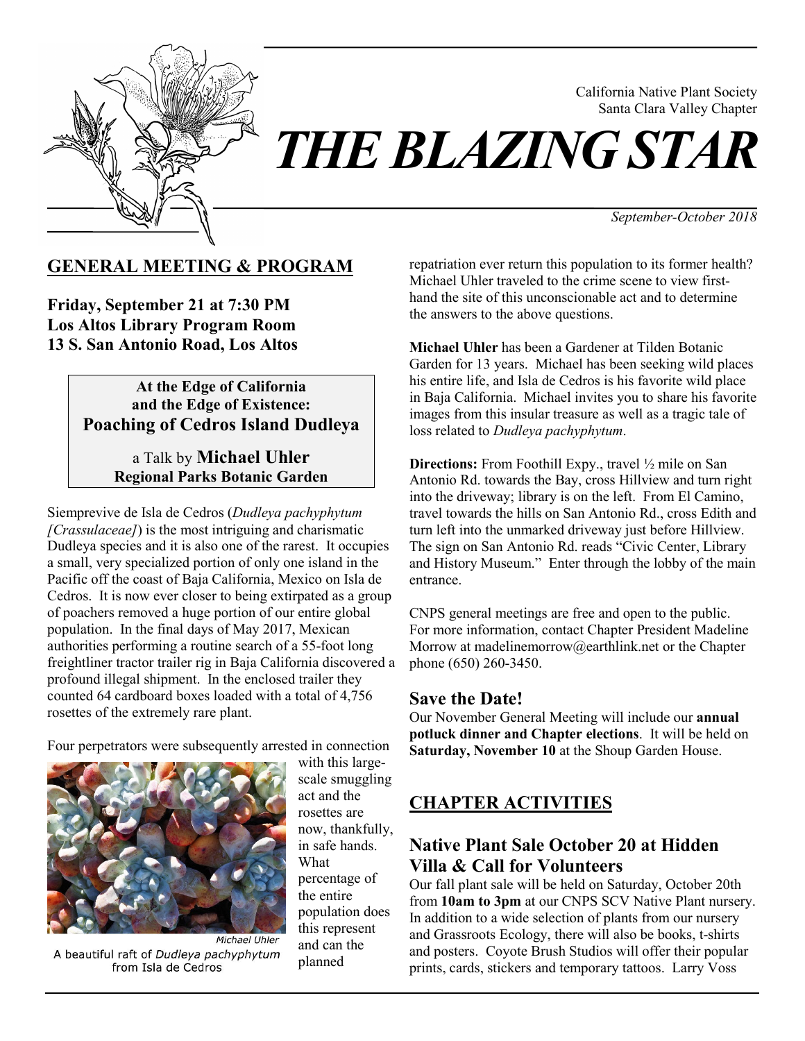California Native Plant Society
Santa Clara Valley Chapter

# *THE BLAZING STAR*

*September-October 2018*

## GENERAL MEETING & PROGRAM

**Friday, September 21 at 7:30 PM**
**Los Altos Library Program Room**
**13 S. San Antonio Road, Los Altos**

**At the Edge of California and the Edge of Existence:**
**Poaching of Cedros Island Dudleya**

a Talk by **Michael Uhler**
**Regional Parks Botanic Garden**

Siempreviva de Isla de Cedros (*Dudleya pachyphytum [Crassulaceae]*) is the most intriguing and charismatic Dudleya species and it is also one of the rarest. It occupies a small, very specialized portion of only one island in the Pacific off the coast of Baja California, Mexico on Isla de Cedros. It is now ever closer to being extirpated as a group of poachers removed a huge portion of our entire global population. In the final days of May 2017, Mexican authorities performing a routine search of a 55-foot long freightliner tractor trailer rig in Baja California discovered a profound illegal shipment. In the enclosed trailer they counted 64 cardboard boxes loaded with a total of 4,756 rosettes of the extremely rare plant.

Four perpetrators were subsequently arrested in connection with this large-scale smuggling act and the rosettes are now, thankfully, in safe hands. What percentage of the entire population does this represent and can the planned repatriation ever return this population to its former health? Michael Uhler traveled to the crime scene to view first-hand the site of this unconscionable act and to determine the answers to the above questions.

*Michael Uhler*
A beautiful raft of *Dudleya pachyphytum* from Isla de Cedros

**Michael Uhler** has been a Gardener at Tilden Botanic Garden for 13 years. Michael has been seeking wild places his entire life, and Isla de Cedros is his favorite wild place in Baja California. Michael invites you to share his favorite images from this insular treasure as well as a tragic tale of loss related to *Dudleya pachyphytum*.

**Directions:** From Foothill Expy., travel ½ mile on San Antonio Rd. towards the Bay, cross Hillview and turn right into the driveway; library is on the left. From El Camino, travel towards the hills on San Antonio Rd., cross Edith and turn left into the unmarked driveway just before Hillview. The sign on San Antonio Rd. reads "Civic Center, Library and History Museum." Enter through the lobby of the main entrance.

CNPS general meetings are free and open to the public. For more information, contact Chapter President Madeline Morrow at madelinemorrow@earthlink.net or the Chapter phone (650) 260-3450.

### Save the Date!

Our November General Meeting will include our **annual potluck dinner and Chapter elections**. It will be held on **Saturday, November 10** at the Shoup Garden House.

## CHAPTER ACTIVITIES

### Native Plant Sale October 20 at Hidden Villa & Call for Volunteers

Our fall plant sale will be held on Saturday, October 20th from **10am to 3pm** at our CNPS SCV Native Plant nursery. In addition to a wide selection of plants from our nursery and Grassroots Ecology, there will also be books, t-shirts and posters. Coyote Brush Studios will offer their popular prints, cards, stickers and temporary tattoos. Larry Voss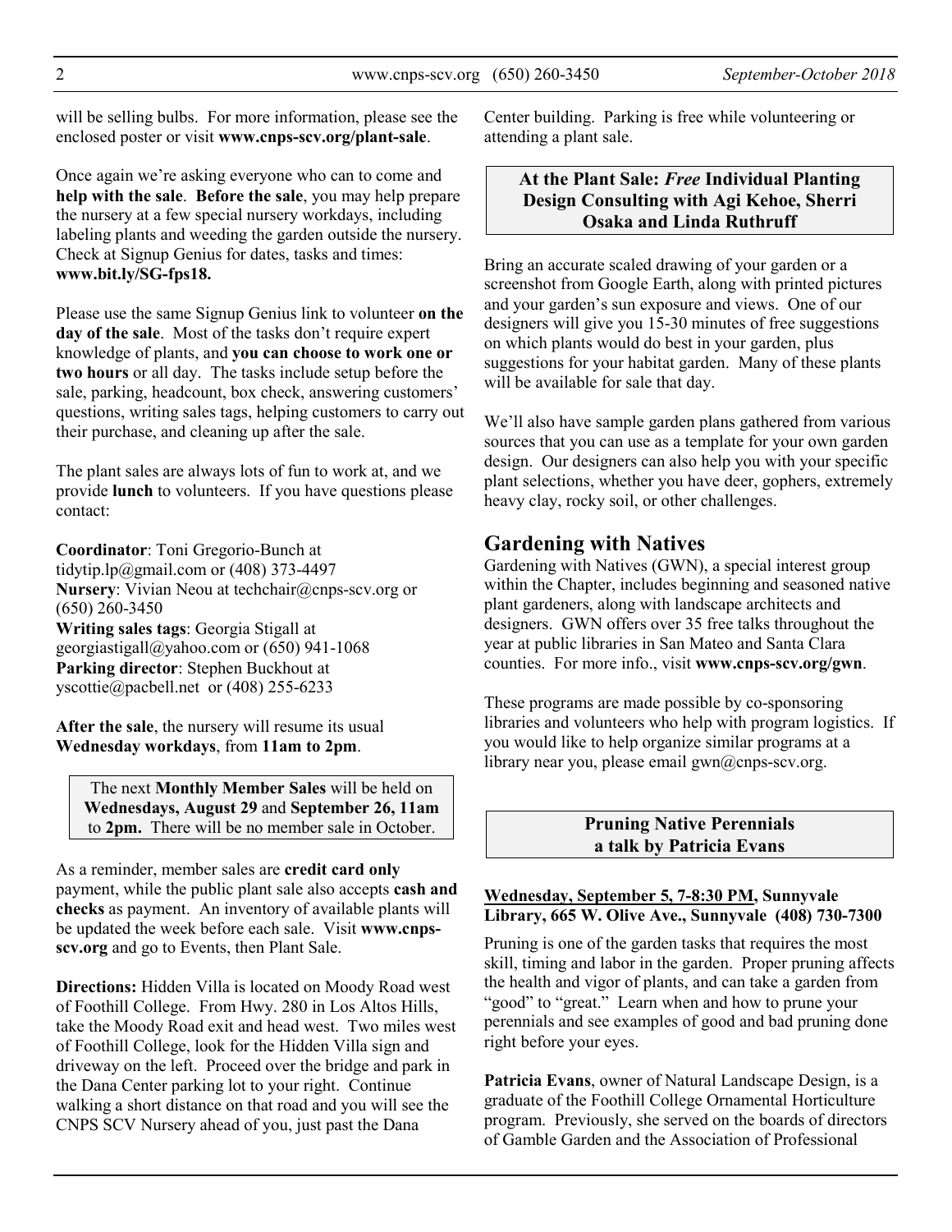will be selling bulbs. For more information, please see the enclosed poster or visit **www.cnps-scv.org/plant-sale**.

Once again we're asking everyone who can to come and **help with the sale**. **Before the sale**, you may help prepare the nursery at a few special nursery workdays, including labeling plants and weeding the garden outside the nursery. Check at Signup Genius for dates, tasks and times: **www.bit.ly/SG-fps18.**

Please use the same Signup Genius link to volunteer **on the day of the sale**. Most of the tasks don't require expert knowledge of plants, and **you can choose to work one or two hours** or all day. The tasks include setup before the sale, parking, headcount, box check, answering customers' questions, writing sales tags, helping customers to carry out their purchase, and cleaning up after the sale.

The plant sales are always lots of fun to work at, and we provide **lunch** to volunteers. If you have questions please contact:

**Coordinator**: Toni Gregorio-Bunch at tidytip.lp@gmail.com or (408) 373-4497
**Nursery**: Vivian Neou at techchair@cnps-scv.org or (650) 260-3450
**Writing sales tags**: Georgia Stigall at georgiastigall@yahoo.com or (650) 941-1068
**Parking director**: Stephen Buckhout at yscottie@pacbell.net or (408) 255-6233

**After the sale**, the nursery will resume its usual **Wednesday workdays**, from **11am to 2pm**.

The next **Monthly Member Sales** will be held on **Wednesdays, August 29** and **September 26, 11am** to **2pm.** There will be no member sale in October.

As a reminder, member sales are **credit card only** payment, while the public plant sale also accepts **cash and checks** as payment. An inventory of available plants will be updated the week before each sale. Visit **www.cnps-scv.org** and go to Events, then Plant Sale.

**Directions:** Hidden Villa is located on Moody Road west of Foothill College. From Hwy. 280 in Los Altos Hills, take the Moody Road exit and head west. Two miles west of Foothill College, look for the Hidden Villa sign and driveway on the left. Proceed over the bridge and park in the Dana Center parking lot to your right. Continue walking a short distance on that road and you will see the CNPS SCV Nursery ahead of you, just past the Dana Center building. Parking is free while volunteering or attending a plant sale.

### At the Plant Sale: *Free* Individual Planting Design Consulting with Agi Kehoe, Sherri Osaka and Linda Ruthruff

Bring an accurate scaled drawing of your garden or a screenshot from Google Earth, along with printed pictures and your garden's sun exposure and views. One of our designers will give you 15-30 minutes of free suggestions on which plants would do best in your garden, plus suggestions for your habitat garden. Many of these plants will be available for sale that day.

We'll also have sample garden plans gathered from various sources that you can use as a template for your own garden design. Our designers can also help you with your specific plant selections, whether you have deer, gophers, extremely heavy clay, rocky soil, or other challenges.

## Gardening with Natives

Gardening with Natives (GWN), a special interest group within the Chapter, includes beginning and seasoned native plant gardeners, along with landscape architects and designers. GWN offers over 35 free talks throughout the year at public libraries in San Mateo and Santa Clara counties. For more info., visit **www.cnps-scv.org/gwn**.

These programs are made possible by co-sponsoring libraries and volunteers who help with program logistics. If you would like to help organize similar programs at a library near you, please email gwn@cnps-scv.org.

### Pruning Native Perennials a talk by Patricia Evans

**Wednesday, September 5, 7-8:30 PM, Sunnyvale Library, 665 W. Olive Ave., Sunnyvale (408) 730-7300**

Pruning is one of the garden tasks that requires the most skill, timing and labor in the garden. Proper pruning affects the health and vigor of plants, and can take a garden from "good" to "great." Learn when and how to prune your perennials and see examples of good and bad pruning done right before your eyes.

**Patricia Evans**, owner of Natural Landscape Design, is a graduate of the Foothill College Ornamental Horticulture program. Previously, she served on the boards of directors of Gamble Garden and the Association of Professional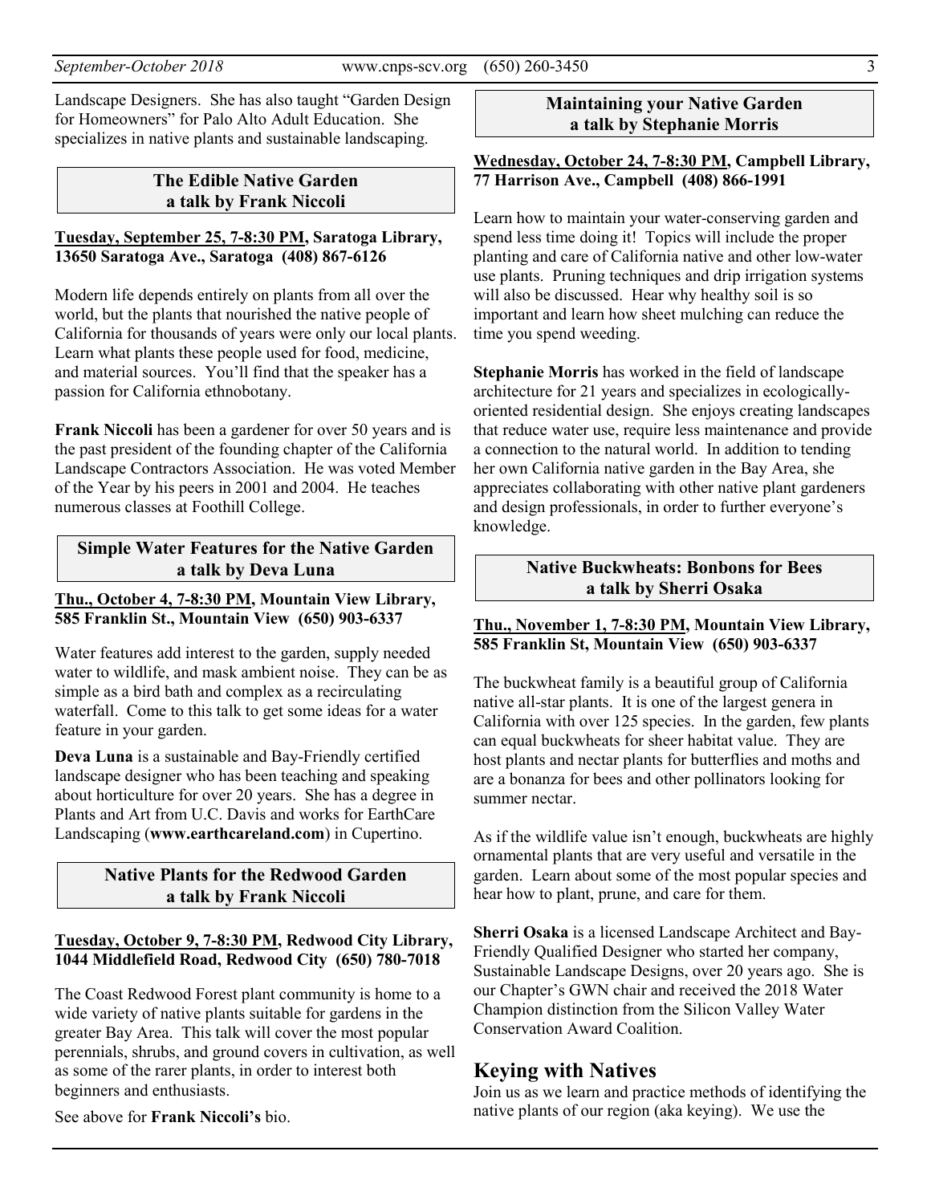Landscape Designers. She has also taught "Garden Design for Homeowners" for Palo Alto Adult Education. She specializes in native plants and sustainable landscaping.

### The Edible Native Garden
### a talk by Frank Niccoli

**Tuesday, September 25, 7-8:30 PM, Saratoga Library, 13650 Saratoga Ave., Saratoga (408) 867-6126**

Modern life depends entirely on plants from all over the world, but the plants that nourished the native people of California for thousands of years were only our local plants. Learn what plants these people used for food, medicine, and material sources. You'll find that the speaker has a passion for California ethnobotany.

**Frank Niccoli** has been a gardener for over 50 years and is the past president of the founding chapter of the California Landscape Contractors Association. He was voted Member of the Year by his peers in 2001 and 2004. He teaches numerous classes at Foothill College.

### Simple Water Features for the Native Garden
### a talk by Deva Luna

**Thu., October 4, 7-8:30 PM, Mountain View Library, 585 Franklin St., Mountain View (650) 903-6337**

Water features add interest to the garden, supply needed water to wildlife, and mask ambient noise. They can be as simple as a bird bath and complex as a recirculating waterfall. Come to this talk to get some ideas for a water feature in your garden.

**Deva Luna** is a sustainable and Bay-Friendly certified landscape designer who has been teaching and speaking about horticulture for over 20 years. She has a degree in Plants and Art from U.C. Davis and works for EarthCare Landscaping (**www.earthcareland.com**) in Cupertino.

### Native Plants for the Redwood Garden
### a talk by Frank Niccoli

**Tuesday, October 9, 7-8:30 PM, Redwood City Library, 1044 Middlefield Road, Redwood City (650) 780-7018**

The Coast Redwood Forest plant community is home to a wide variety of native plants suitable for gardens in the greater Bay Area. This talk will cover the most popular perennials, shrubs, and ground covers in cultivation, as well as some of the rarer plants, in order to interest both beginners and enthusiasts.

See above for **Frank Niccoli's** bio.

### Maintaining your Native Garden
### a talk by Stephanie Morris

**Wednesday, October 24, 7-8:30 PM, Campbell Library, 77 Harrison Ave., Campbell (408) 866-1991**

Learn how to maintain your water-conserving garden and spend less time doing it! Topics will include the proper planting and care of California native and other low-water use plants. Pruning techniques and drip irrigation systems will also be discussed. Hear why healthy soil is so important and learn how sheet mulching can reduce the time you spend weeding.

**Stephanie Morris** has worked in the field of landscape architecture for 21 years and specializes in ecologically-oriented residential design. She enjoys creating landscapes that reduce water use, require less maintenance and provide a connection to the natural world. In addition to tending her own California native garden in the Bay Area, she appreciates collaborating with other native plant gardeners and design professionals, in order to further everyone's knowledge.

### Native Buckwheats: Bonbons for Bees
### a talk by Sherri Osaka

**Thu., November 1, 7-8:30 PM, Mountain View Library, 585 Franklin St, Mountain View (650) 903-6337**

The buckwheat family is a beautiful group of California native all-star plants. It is one of the largest genera in California with over 125 species. In the garden, few plants can equal buckwheats for sheer habitat value. They are host plants and nectar plants for butterflies and moths and are a bonanza for bees and other pollinators looking for summer nectar.

As if the wildlife value isn't enough, buckwheats are highly ornamental plants that are very useful and versatile in the garden. Learn about some of the most popular species and hear how to plant, prune, and care for them.

**Sherri Osaka** is a licensed Landscape Architect and Bay-Friendly Qualified Designer who started her company, Sustainable Landscape Designs, over 20 years ago. She is our Chapter's GWN chair and received the 2018 Water Champion distinction from the Silicon Valley Water Conservation Award Coalition.

## Keying with Natives

Join us as we learn and practice methods of identifying the native plants of our region (aka keying). We use the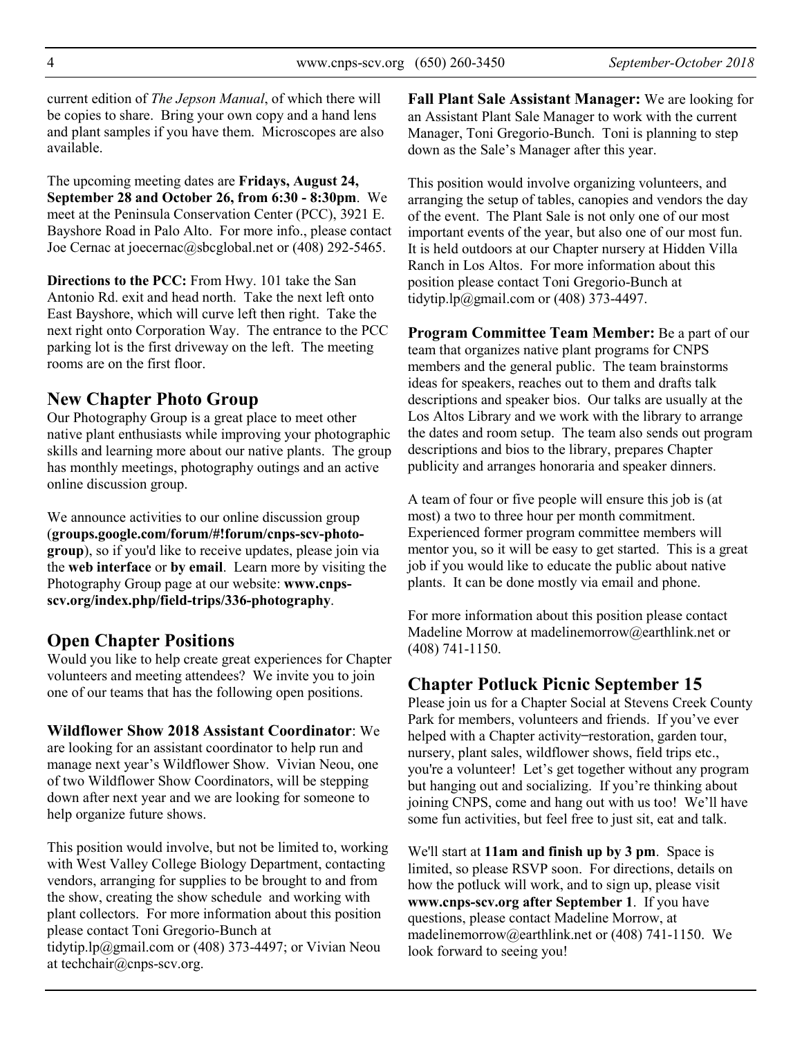current edition of *The Jepson Manual*, of which there will be copies to share. Bring your own copy and a hand lens and plant samples if you have them. Microscopes are also available.

The upcoming meeting dates are **Fridays, August 24, September 28 and October 26, from 6:30 - 8:30pm**. We meet at the Peninsula Conservation Center (PCC), 3921 E. Bayshore Road in Palo Alto. For more info., please contact Joe Cernac at joecernac@sbcglobal.net or (408) 292-5465.

**Directions to the PCC:** From Hwy. 101 take the San Antonio Rd. exit and head north. Take the next left onto East Bayshore, which will curve left then right. Take the next right onto Corporation Way. The entrance to the PCC parking lot is the first driveway on the left. The meeting rooms are on the first floor.

## New Chapter Photo Group

Our Photography Group is a great place to meet other native plant enthusiasts while improving your photographic skills and learning more about our native plants. The group has monthly meetings, photography outings and an active online discussion group.

We announce activities to our online discussion group (**groups.google.com/forum/#!forum/cnps-scv-photo-group**), so if you'd like to receive updates, please join via the **web interface** or **by email**. Learn more by visiting the Photography Group page at our website: **www.cnps-scv.org/index.php/field-trips/336-photography**.

## Open Chapter Positions

Would you like to help create great experiences for Chapter volunteers and meeting attendees? We invite you to join one of our teams that has the following open positions.

**Wildflower Show 2018 Assistant Coordinator**: We are looking for an assistant coordinator to help run and manage next year's Wildflower Show. Vivian Neou, one of two Wildflower Show Coordinators, will be stepping down after next year and we are looking for someone to help organize future shows.

This position would involve, but not be limited to, working with West Valley College Biology Department, contacting vendors, arranging for supplies to be brought to and from the show, creating the show schedule and working with plant collectors. For more information about this position please contact Toni Gregorio-Bunch at tidytip.lp@gmail.com or (408) 373-4497; or Vivian Neou at techchair@cnps-scv.org.

**Fall Plant Sale Assistant Manager:** We are looking for an Assistant Plant Sale Manager to work with the current Manager, Toni Gregorio-Bunch. Toni is planning to step down as the Sale's Manager after this year.

This position would involve organizing volunteers, and arranging the setup of tables, canopies and vendors the day of the event. The Plant Sale is not only one of our most important events of the year, but also one of our most fun. It is held outdoors at our Chapter nursery at Hidden Villa Ranch in Los Altos. For more information about this position please contact Toni Gregorio-Bunch at tidytip.lp@gmail.com or (408) 373-4497.

**Program Committee Team Member:** Be a part of our team that organizes native plant programs for CNPS members and the general public. The team brainstorms ideas for speakers, reaches out to them and drafts talk descriptions and speaker bios. Our talks are usually at the Los Altos Library and we work with the library to arrange the dates and room setup. The team also sends out program descriptions and bios to the library, prepares Chapter publicity and arranges honoraria and speaker dinners.

A team of four or five people will ensure this job is (at most) a two to three hour per month commitment. Experienced former program committee members will mentor you, so it will be easy to get started. This is a great job if you would like to educate the public about native plants. It can be done mostly via email and phone.

For more information about this position please contact Madeline Morrow at madelinemorrow@earthlink.net or (408) 741-1150.

## Chapter Potluck Picnic September 15

Please join us for a Chapter Social at Stevens Creek County Park for members, volunteers and friends. If you've ever helped with a Chapter activity–restoration, garden tour, nursery, plant sales, wildflower shows, field trips etc., you're a volunteer! Let's get together without any program but hanging out and socializing. If you're thinking about joining CNPS, come and hang out with us too! We'll have some fun activities, but feel free to just sit, eat and talk.

We'll start at **11am and finish up by 3 pm**. Space is limited, so please RSVP soon. For directions, details on how the potluck will work, and to sign up, please visit **www.cnps-scv.org after September 1**. If you have questions, please contact Madeline Morrow, at madelinemorrow@earthlink.net or (408) 741-1150. We look forward to seeing you!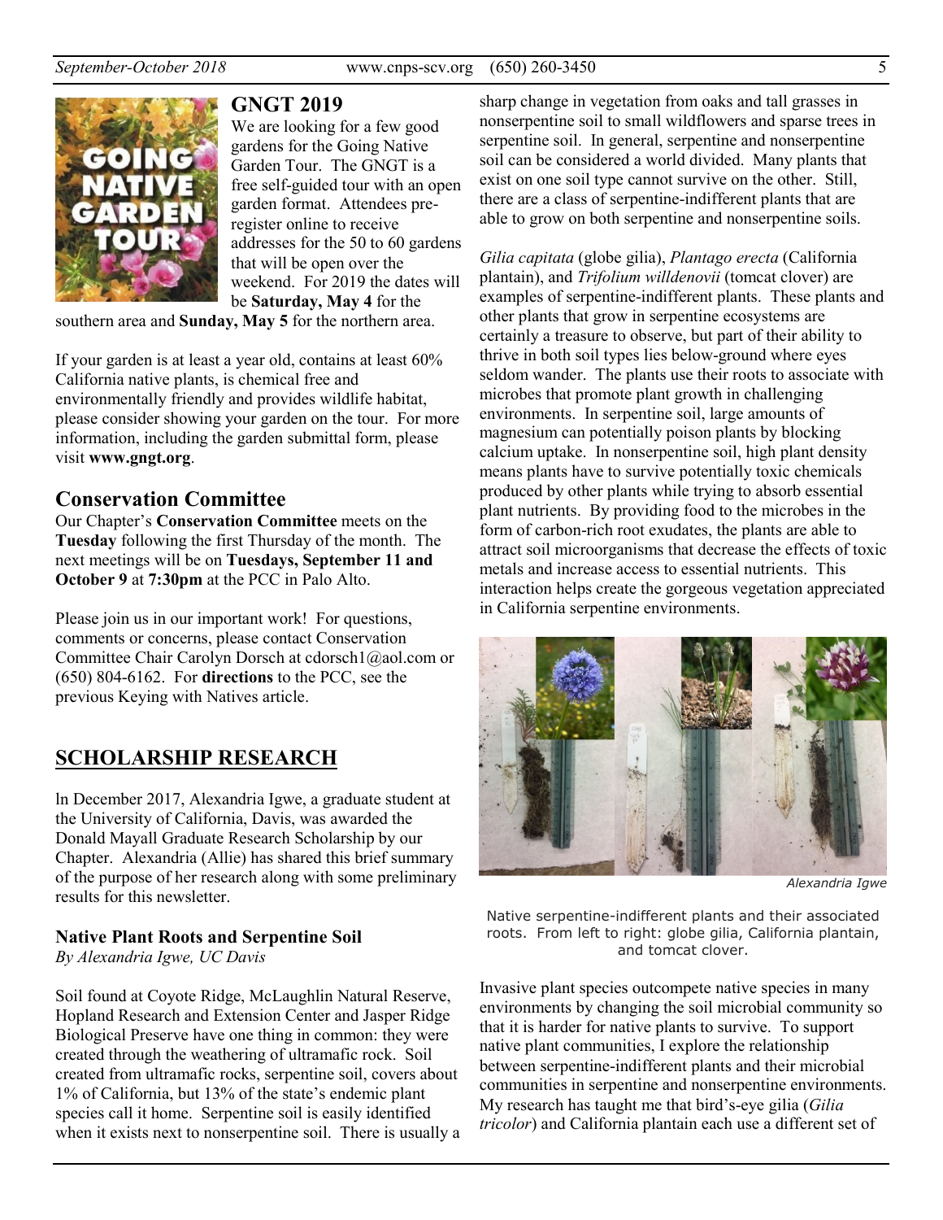## GNGT 2019

We are looking for a few good gardens for the Going Native Garden Tour. The GNGT is a free self-guided tour with an open garden format. Attendees pre-register online to receive addresses for the 50 to 60 gardens that will be open over the weekend. For 2019 the dates will be **Saturday, May 4** for the southern area and **Sunday, May 5** for the northern area.

If your garden is at least a year old, contains at least 60% California native plants, is chemical free and environmentally friendly and provides wildlife habitat, please consider showing your garden on the tour. For more information, including the garden submittal form, please visit **www.gngt.org**.

## Conservation Committee

Our Chapter's **Conservation Committee** meets on the **Tuesday** following the first Thursday of the month. The next meetings will be on **Tuesdays, September 11 and October 9** at **7:30pm** at the PCC in Palo Alto.

Please join us in our important work! For questions, comments or concerns, please contact Conservation Committee Chair Carolyn Dorsch at cdorsch1@aol.com or (650) 804-6162. For **directions** to the PCC, see the previous Keying with Natives article.

## SCHOLARSHIP RESEARCH

In December 2017, Alexandria Igwe, a graduate student at the University of California, Davis, was awarded the Donald Mayall Graduate Research Scholarship by our Chapter. Alexandria (Allie) has shared this brief summary of the purpose of her research along with some preliminary results for this newsletter.

### Native Plant Roots and Serpentine Soil

*By Alexandria Igwe, UC Davis*

Soil found at Coyote Ridge, McLaughlin Natural Reserve, Hopland Research and Extension Center and Jasper Ridge Biological Preserve have one thing in common: they were created through the weathering of ultramafic rock. Soil created from ultramafic rocks, serpentine soil, covers about 1% of California, but 13% of the state's endemic plant species call it home. Serpentine soil is easily identified when it exists next to nonserpentine soil. There is usually a sharp change in vegetation from oaks and tall grasses in nonserpentine soil to small wildflowers and sparse trees in serpentine soil. In general, serpentine and nonserpentine soil can be considered a world divided. Many plants that exist on one soil type cannot survive on the other. Still, there are a class of serpentine-indifferent plants that are able to grow on both serpentine and nonserpentine soils.

*Gilia capitata* (globe gilia), *Plantago erecta* (California plantain), and *Trifolium willdenovii* (tomcat clover) are examples of serpentine-indifferent plants. These plants and other plants that grow in serpentine ecosystems are certainly a treasure to observe, but part of their ability to thrive in both soil types lies below-ground where eyes seldom wander. The plants use their roots to associate with microbes that promote plant growth in challenging environments. In serpentine soil, large amounts of magnesium can potentially poison plants by blocking calcium uptake. In nonserpentine soil, high plant density means plants have to survive potentially toxic chemicals produced by other plants while trying to absorb essential plant nutrients. By providing food to the microbes in the form of carbon-rich root exudates, the plants are able to attract soil microorganisms that decrease the effects of toxic metals and increase access to essential nutrients. This interaction helps create the gorgeous vegetation appreciated in California serpentine environments.

*Alexandria Igwe*

Native serpentine-indifferent plants and their associated roots. From left to right: globe gilia, California plantain, and tomcat clover.

Invasive plant species outcompete native species in many environments by changing the soil microbial community so that it is harder for native plants to survive. To support native plant communities, I explore the relationship between serpentine-indifferent plants and their microbial communities in serpentine and nonserpentine environments. My research has taught me that bird's-eye gilia (*Gilia tricolor*) and California plantain each use a different set of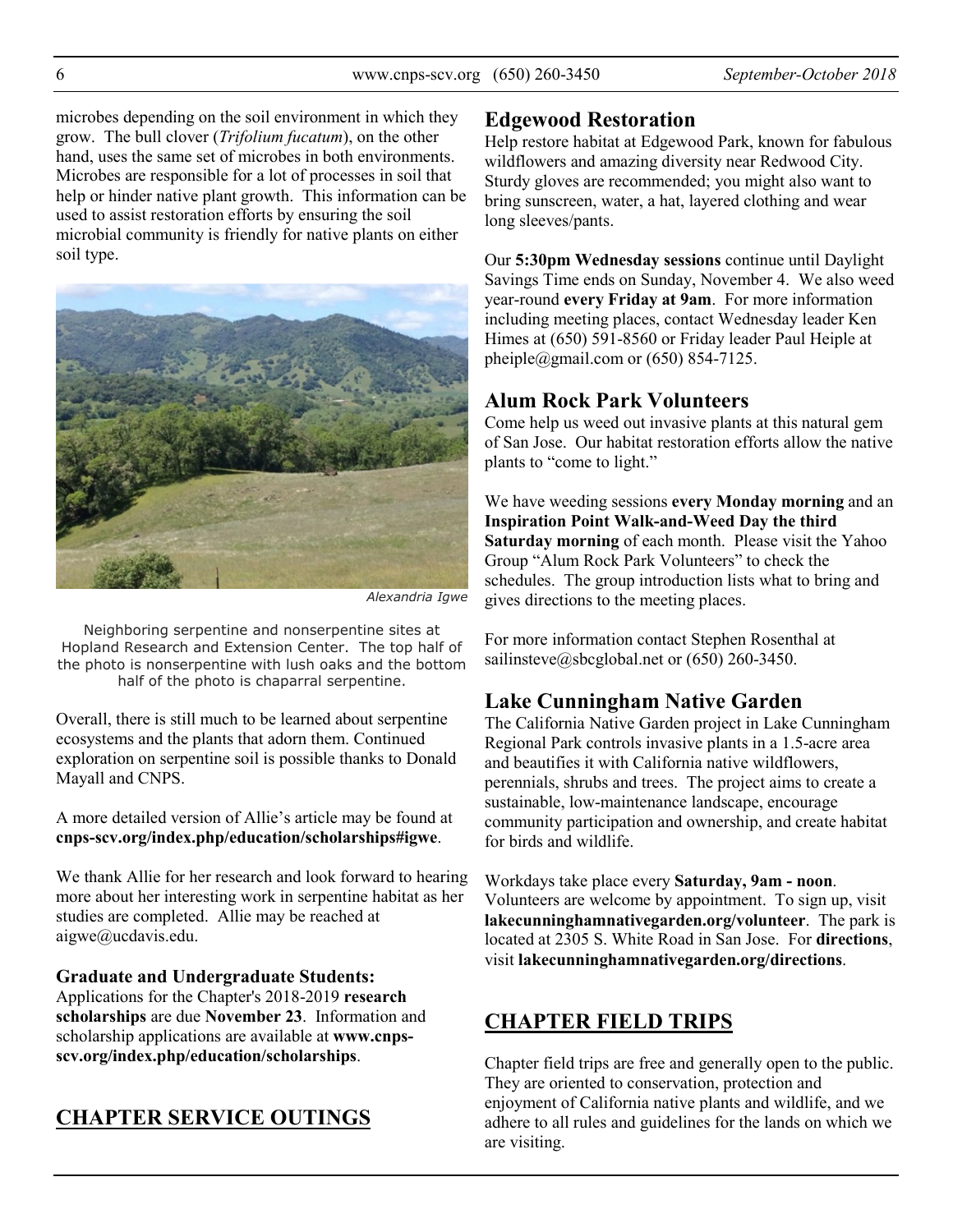microbes depending on the soil environment in which they grow. The bull clover (*Trifolium fucatum*), on the other hand, uses the same set of microbes in both environments. Microbes are responsible for a lot of processes in soil that help or hinder native plant growth. This information can be used to assist restoration efforts by ensuring the soil microbial community is friendly for native plants on either soil type.

*Alexandria Igwe*

Neighboring serpentine and nonserpentine sites at Hopland Research and Extension Center. The top half of the photo is nonserpentine with lush oaks and the bottom half of the photo is chaparral serpentine.

Overall, there is still much to be learned about serpentine ecosystems and the plants that adorn them. Continued exploration on serpentine soil is possible thanks to Donald Mayall and CNPS.

A more detailed version of Allie's article may be found at **cnps-scv.org/index.php/education/scholarships#igwe**.

We thank Allie for her research and look forward to hearing more about her interesting work in serpentine habitat as her studies are completed. Allie may be reached at aigwe@ucdavis.edu.

**Graduate and Undergraduate Students:**
Applications for the Chapter's 2018-2019 **research scholarships** are due **November 23**. Information and scholarship applications are available at **www.cnps-scv.org/index.php/education/scholarships**.

## CHAPTER SERVICE OUTINGS

### Edgewood Restoration

Help restore habitat at Edgewood Park, known for fabulous wildflowers and amazing diversity near Redwood City. Sturdy gloves are recommended; you might also want to bring sunscreen, water, a hat, layered clothing and wear long sleeves/pants.

Our **5:30pm Wednesday sessions** continue until Daylight Savings Time ends on Sunday, November 4. We also weed year-round **every Friday at 9am**. For more information including meeting places, contact Wednesday leader Ken Himes at (650) 591-8560 or Friday leader Paul Heiple at pheiple@gmail.com or (650) 854-7125.

### Alum Rock Park Volunteers

Come help us weed out invasive plants at this natural gem of San Jose. Our habitat restoration efforts allow the native plants to "come to light."

We have weeding sessions **every Monday morning** and an **Inspiration Point Walk-and-Weed Day the third Saturday morning** of each month. Please visit the Yahoo Group "Alum Rock Park Volunteers" to check the schedules. The group introduction lists what to bring and gives directions to the meeting places.

For more information contact Stephen Rosenthal at sailinsteve@sbcglobal.net or (650) 260-3450.

### Lake Cunningham Native Garden

The California Native Garden project in Lake Cunningham Regional Park controls invasive plants in a 1.5-acre area and beautifies it with California native wildflowers, perennials, shrubs and trees. The project aims to create a sustainable, low-maintenance landscape, encourage community participation and ownership, and create habitat for birds and wildlife.

Workdays take place every **Saturday, 9am - noon**. Volunteers are welcome by appointment. To sign up, visit **lakecunninghamnativegarden.org/volunteer**. The park is located at 2305 S. White Road in San Jose. For **directions**, visit **lakecunninghamnativegarden.org/directions**.

## CHAPTER FIELD TRIPS

Chapter field trips are free and generally open to the public. They are oriented to conservation, protection and enjoyment of California native plants and wildlife, and we adhere to all rules and guidelines for the lands on which we are visiting.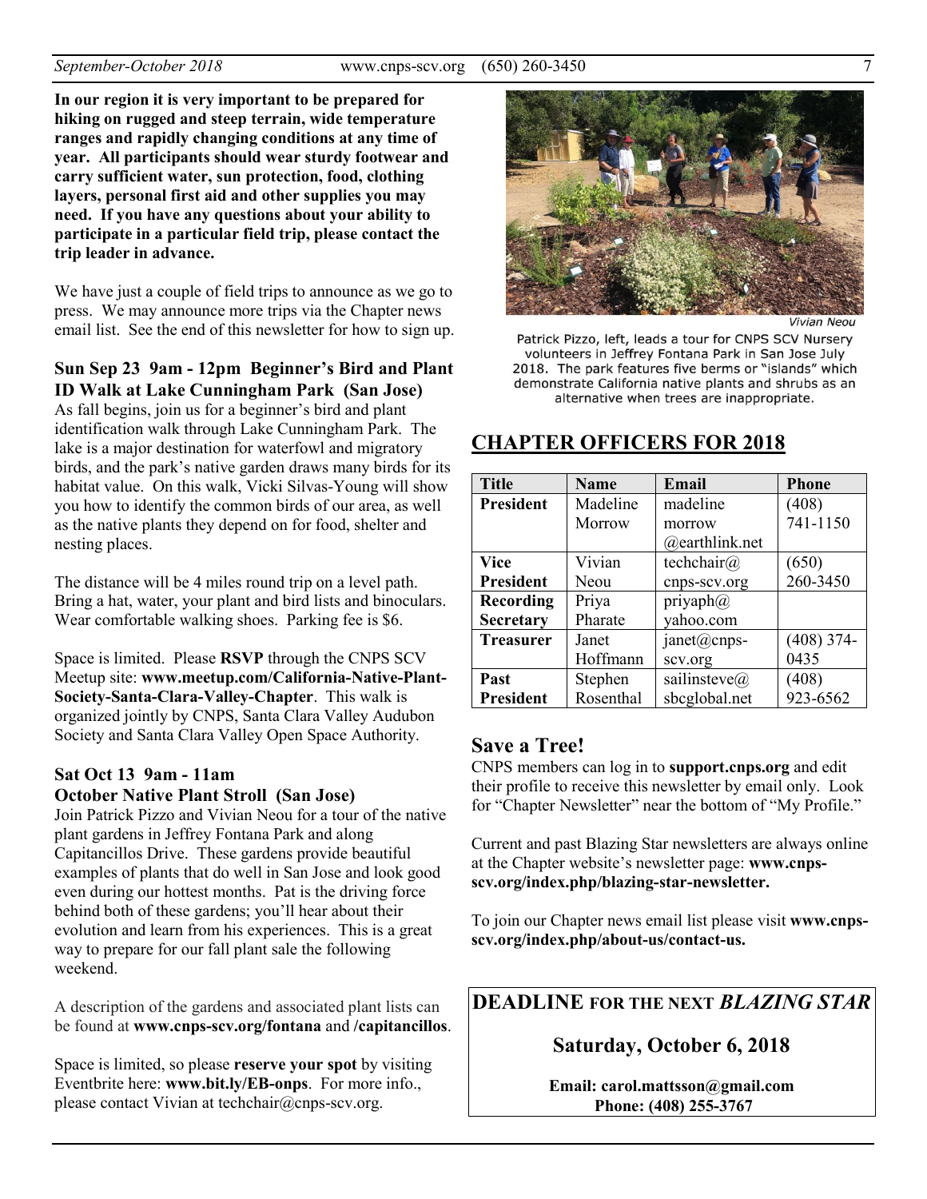**In our region it is very important to be prepared for hiking on rugged and steep terrain, wide temperature ranges and rapidly changing conditions at any time of year. All participants should wear sturdy footwear and carry sufficient water, sun protection, food, clothing layers, personal first aid and other supplies you may need. If you have any questions about your ability to participate in a particular field trip, please contact the trip leader in advance.**

We have just a couple of field trips to announce as we go to press. We may announce more trips via the Chapter news email list. See the end of this newsletter for how to sign up.

### Sun Sep 23 9am - 12pm Beginner's Bird and Plant ID Walk at Lake Cunningham Park (San Jose)

As fall begins, join us for a beginner's bird and plant identification walk through Lake Cunningham Park. The lake is a major destination for waterfowl and migratory birds, and the park's native garden draws many birds for its habitat value. On this walk, Vicki Silvas-Young will show you how to identify the common birds of our area, as well as the native plants they depend on for food, shelter and nesting places.

The distance will be 4 miles round trip on a level path. Bring a hat, water, your plant and bird lists and binoculars. Wear comfortable walking shoes. Parking fee is $6.

Space is limited. Please **RSVP** through the CNPS SCV Meetup site: **www.meetup.com/California-Native-Plant-Society-Santa-Clara-Valley-Chapter**. This walk is organized jointly by CNPS, Santa Clara Valley Audubon Society and Santa Clara Valley Open Space Authority.

### Sat Oct 13 9am - 11am October Native Plant Stroll (San Jose)

Join Patrick Pizzo and Vivian Neou for a tour of the native plant gardens in Jeffrey Fontana Park and along Capitancillos Drive. These gardens provide beautiful examples of plants that do well in San Jose and look good even during our hottest months. Pat is the driving force behind both of these gardens; you'll hear about their evolution and learn from his experiences. This is a great way to prepare for our fall plant sale the following weekend.

A description of the gardens and associated plant lists can be found at **www.cnps-scv.org/fontana** and **/capitancillos**.

Space is limited, so please **reserve your spot** by visiting Eventbrite here: **www.bit.ly/EB-onps**. For more info., please contact Vivian at techchair@cnps-scv.org.

*Vivian Neou*

Patrick Pizzo, left, leads a tour for CNPS SCV Nursery volunteers in Jeffrey Fontana Park in San Jose July 2018. The park features five berms or "islands" which demonstrate California native plants and shrubs as an alternative when trees are inappropriate.

## CHAPTER OFFICERS FOR 2018

| Title | Name | Email | Phone |
|---|---|---|---|
| **President** | Madeline Morrow | madelinemorrow@earthlink.net | (408) 741-1150 |
| **Vice President** | Vivian Neou | techchair@cnps-scv.org | (650) 260-3450 |
| **Recording Secretary** | Priya Pharate | priyaph@yahoo.com | |
| **Treasurer** | Janet Hoffmann | janet@cnps-scv.org | (408) 374-0435 |
| **Past President** | Stephen Rosenthal | sailinsteve@sbcglobal.net | (408) 923-6562 |

## Save a Tree!

CNPS members can log in to **support.cnps.org** and edit their profile to receive this newsletter by email only. Look for "Chapter Newsletter" near the bottom of "My Profile."

Current and past Blazing Star newsletters are always online at the Chapter website's newsletter page: **www.cnps-scv.org/index.php/blazing-star-newsletter.**

To join our Chapter news email list please visit **www.cnps-scv.org/index.php/about-us/contact-us.**

**DEADLINE FOR THE NEXT *BLAZING STAR***

**Saturday, October 6, 2018**

**Email: carol.mattsson@gmail.com**
**Phone: (408) 255-3767**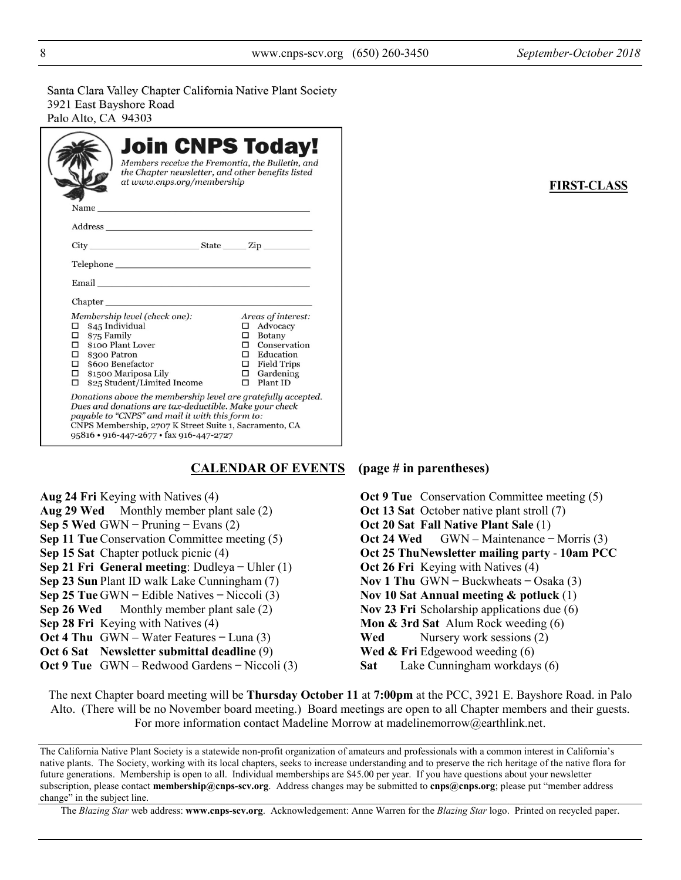Santa Clara Valley Chapter California Native Plant Society
3921 East Bayshore Road
Palo Alto, CA 94303

**FIRST-CLASS**

## Join CNPS Today!

*Members receive the Fremontia, the Bulletin, and the Chapter newsletter, and other benefits listed at www.cnps.org/membership*

Name ______________________________

Address ______________________________

City ________________ State _____ Zip _________

Telephone ______________________________

Email ______________________________

Chapter ______________________________

*Membership level (check one):*

- ☐ $45 Individual
- ☐ $75 Family
- ☐ $100 Plant Lover
- ☐ $300 Patron
- ☐ $600 Benefactor
- ☐ $1500 Mariposa Lily
- ☐ $25 Student/Limited Income

*Areas of interest:*

- ☐ Advocacy
- ☐ Botany
- ☐ Conservation
- ☐ Education
- ☐ Field Trips
- ☐ Gardening
- ☐ Plant ID

*Donations above the membership level are gratefully accepted. Dues and donations are tax-deductible. Make your check payable to "CNPS" and mail it with this form to:*
CNPS Membership, 2707 K Street Suite 1, Sacramento, CA 95816 • 916-447-2677 • fax 916-447-2727

## CALENDAR OF EVENTS (page # in parentheses)

**Aug 24 Fri** Keying with Natives (4)
**Aug 29 Wed** Monthly member plant sale (2)
**Sep 5 Wed** GWN – Pruning – Evans (2)
**Sep 11 Tue** Conservation Committee meeting (5)
**Sep 15 Sat** Chapter potluck picnic (4)
**Sep 21 Fri** **General meeting**: Dudleya – Uhler (1)
**Sep 23 Sun** Plant ID walk Lake Cunningham (7)
**Sep 25 Tue** GWN – Edible Natives – Niccoli (3)
**Sep 26 Wed** Monthly member plant sale (2)
**Sep 28 Fri** Keying with Natives (4)
**Oct 4 Thu** GWN – Water Features – Luna (3)
**Oct 6 Sat** **Newsletter submittal deadline** (9)
**Oct 9 Tue** GWN – Redwood Gardens – Niccoli (3)
**Oct 9 Tue** Conservation Committee meeting (5)
**Oct 13 Sat** October native plant stroll (7)
**Oct 20 Sat** **Fall Native Plant Sale** (1)
**Oct 24 Wed** GWN – Maintenance – Morris (3)
**Oct 25 Thu** **Newsletter mailing party - 10am PCC**
**Oct 26 Fri** Keying with Natives (4)
**Nov 1 Thu** GWN – Buckwheats – Osaka (3)
**Nov 10 Sat** **Annual meeting & potluck** (1)
**Nov 23 Fri** Scholarship applications due (6)
**Mon & 3rd Sat** Alum Rock weeding (6)
**Wed** Nursery work sessions (2)
**Wed & Fri** Edgewood weeding (6)
**Sat** Lake Cunningham workdays (6)

The next Chapter board meeting will be **Thursday October 11** at **7:00pm** at the PCC, 3921 E. Bayshore Road. in Palo Alto. (There will be no November board meeting.) Board meetings are open to all Chapter members and their guests. For more information contact Madeline Morrow at madelinemorrow@earthlink.net.

The California Native Plant Society is a statewide non-profit organization of amateurs and professionals with a common interest in California's native plants. The Society, working with its local chapters, seeks to increase understanding and to preserve the rich heritage of the native flora for future generations. Membership is open to all. Individual memberships are $45.00 per year. If you have questions about your newsletter subscription, please contact **membership@cnps-scv.org**. Address changes may be submitted to **cnps@cnps.org**; please put "member address change" in the subject line.

The *Blazing Star* web address: **www.cnps-scv.org**. Acknowledgement: Anne Warren for the *Blazing Star* logo. Printed on recycled paper.